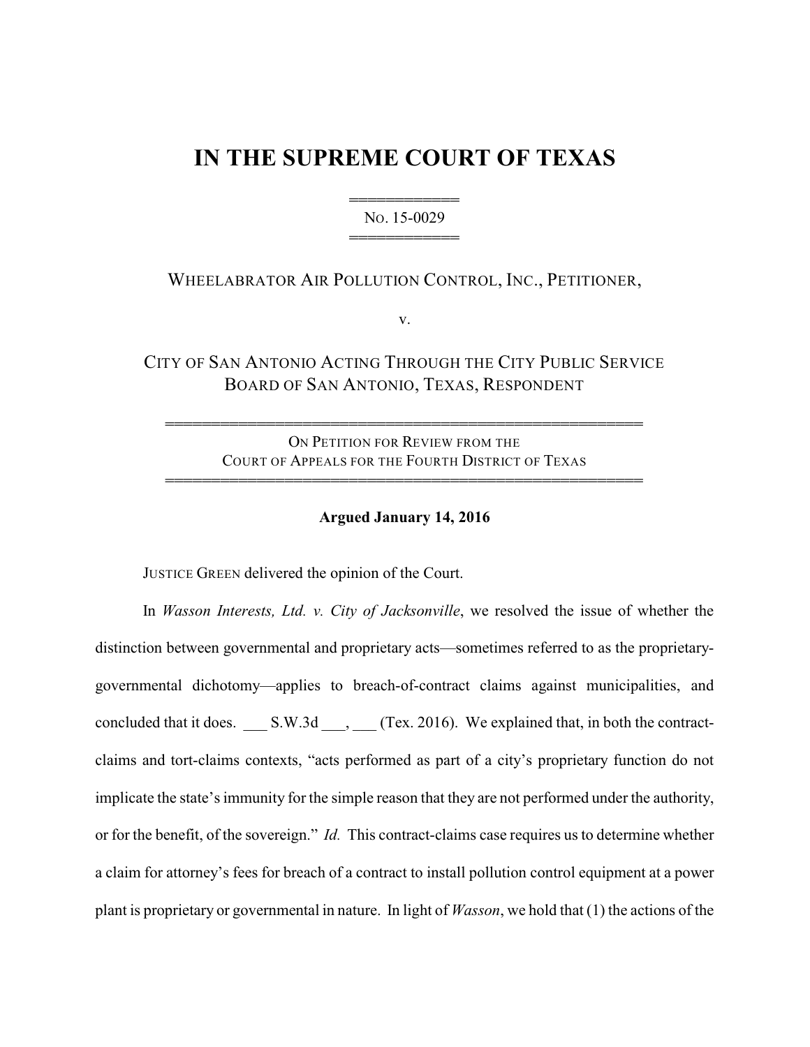# IN THE SUPREME COURT OF TEXAS

═══════════
NO. 15-0029
═══════════

WHEELABRATOR AIR POLLUTION CONTROL, INC., PETITIONER,

v.

CITY OF SAN ANTONIO ACTING THROUGH THE CITY PUBLIC SERVICE BOARD OF SAN ANTONIO, TEXAS, RESPONDENT

═══════════════════════════════════════════
ON PETITION FOR REVIEW FROM THE COURT OF APPEALS FOR THE FOURTH DISTRICT OF TEXAS
═══════════════════════════════════════════

**Argued January 14, 2016**

JUSTICE GREEN delivered the opinion of the Court.

In *Wasson Interests, Ltd. v. City of Jacksonville*, we resolved the issue of whether the distinction between governmental and proprietary acts—sometimes referred to as the proprietary-governmental dichotomy—applies to breach-of-contract claims against municipalities, and concluded that it does. ___ S.W.3d ___, ___ (Tex. 2016). We explained that, in both the contract-claims and tort-claims contexts, "acts performed as part of a city's proprietary function do not implicate the state's immunity for the simple reason that they are not performed under the authority, or for the benefit, of the sovereign." *Id.* This contract-claims case requires us to determine whether a claim for attorney's fees for breach of a contract to install pollution control equipment at a power plant is proprietary or governmental in nature. In light of *Wasson*, we hold that (1) the actions of the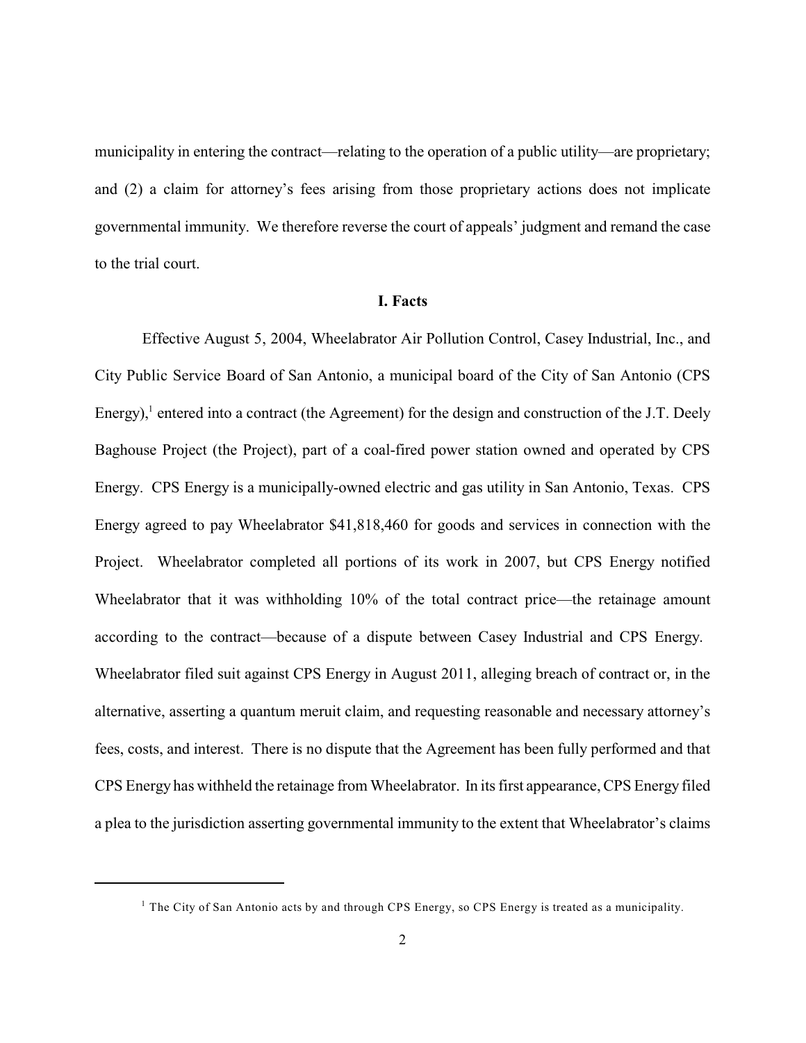municipality in entering the contract—relating to the operation of a public utility—are proprietary; and (2) a claim for attorney's fees arising from those proprietary actions does not implicate governmental immunity. We therefore reverse the court of appeals' judgment and remand the case to the trial court.

## I. Facts

Effective August 5, 2004, Wheelabrator Air Pollution Control, Casey Industrial, Inc., and City Public Service Board of San Antonio, a municipal board of the City of San Antonio (CPS Energy),[1] entered into a contract (the Agreement) for the design and construction of the J.T. Deely Baghouse Project (the Project), part of a coal-fired power station owned and operated by CPS Energy. CPS Energy is a municipally-owned electric and gas utility in San Antonio, Texas. CPS Energy agreed to pay Wheelabrator $41,818,460 for goods and services in connection with the Project. Wheelabrator completed all portions of its work in 2007, but CPS Energy notified Wheelabrator that it was withholding 10% of the total contract price—the retainage amount according to the contract—because of a dispute between Casey Industrial and CPS Energy. Wheelabrator filed suit against CPS Energy in August 2011, alleging breach of contract or, in the alternative, asserting a quantum meruit claim, and requesting reasonable and necessary attorney's fees, costs, and interest. There is no dispute that the Agreement has been fully performed and that CPS Energy has withheld the retainage from Wheelabrator. In its first appearance, CPS Energy filed a plea to the jurisdiction asserting governmental immunity to the extent that Wheelabrator's claims

[1] The City of San Antonio acts by and through CPS Energy, so CPS Energy is treated as a municipality.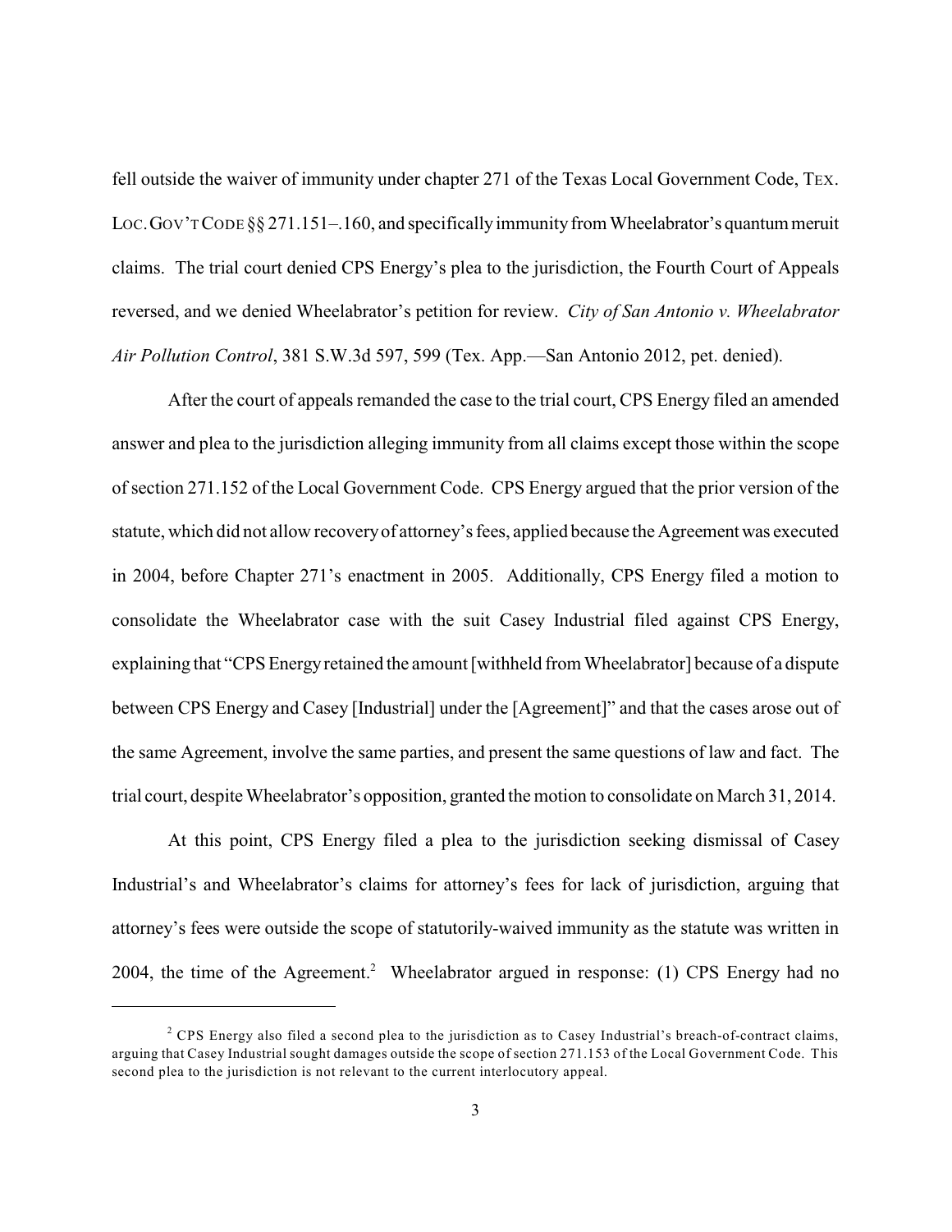fell outside the waiver of immunity under chapter 271 of the Texas Local Government Code, TEX. LOC. GOV'T CODE §§ 271.151–.160, and specifically immunity from Wheelabrator's quantum meruit claims. The trial court denied CPS Energy's plea to the jurisdiction, the Fourth Court of Appeals reversed, and we denied Wheelabrator's petition for review. *City of San Antonio v. Wheelabrator Air Pollution Control*, 381 S.W.3d 597, 599 (Tex. App.—San Antonio 2012, pet. denied).

After the court of appeals remanded the case to the trial court, CPS Energy filed an amended answer and plea to the jurisdiction alleging immunity from all claims except those within the scope of section 271.152 of the Local Government Code. CPS Energy argued that the prior version of the statute, which did not allow recovery of attorney's fees, applied because the Agreement was executed in 2004, before Chapter 271's enactment in 2005. Additionally, CPS Energy filed a motion to consolidate the Wheelabrator case with the suit Casey Industrial filed against CPS Energy, explaining that "CPS Energy retained the amount [withheld from Wheelabrator] because of a dispute between CPS Energy and Casey [Industrial] under the [Agreement]" and that the cases arose out of the same Agreement, involve the same parties, and present the same questions of law and fact. The trial court, despite Wheelabrator's opposition, granted the motion to consolidate on March 31, 2014.

At this point, CPS Energy filed a plea to the jurisdiction seeking dismissal of Casey Industrial's and Wheelabrator's claims for attorney's fees for lack of jurisdiction, arguing that attorney's fees were outside the scope of statutorily-waived immunity as the statute was written in 2004, the time of the Agreement.[2] Wheelabrator argued in response: (1) CPS Energy had no

[2] CPS Energy also filed a second plea to the jurisdiction as to Casey Industrial's breach-of-contract claims, arguing that Casey Industrial sought damages outside the scope of section 271.153 of the Local Government Code. This second plea to the jurisdiction is not relevant to the current interlocutory appeal.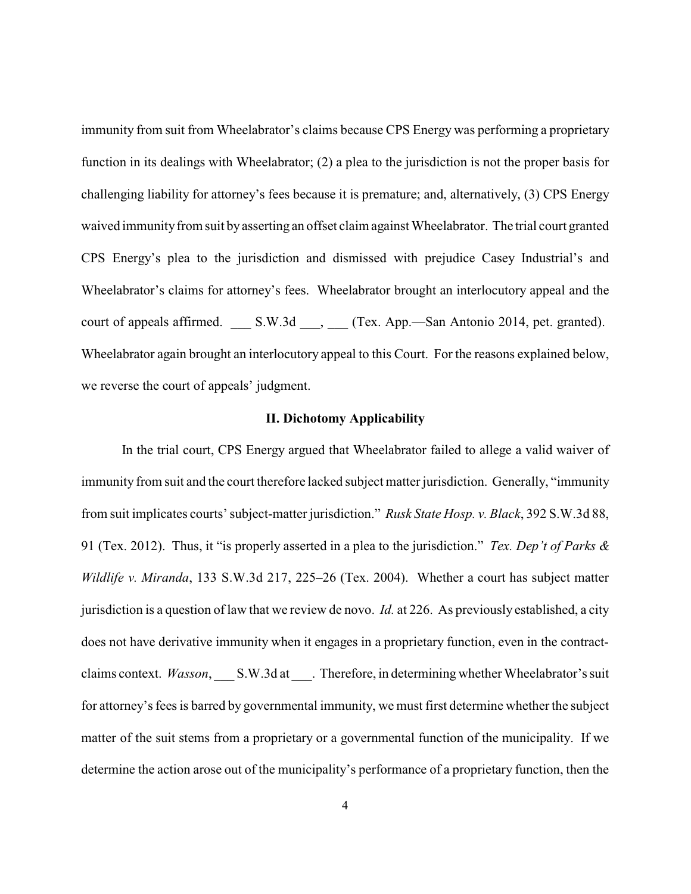immunity from suit from Wheelabrator's claims because CPS Energy was performing a proprietary function in its dealings with Wheelabrator; (2) a plea to the jurisdiction is not the proper basis for challenging liability for attorney's fees because it is premature; and, alternatively, (3) CPS Energy waived immunity from suit by asserting an offset claim against Wheelabrator. The trial court granted CPS Energy's plea to the jurisdiction and dismissed with prejudice Casey Industrial's and Wheelabrator's claims for attorney's fees. Wheelabrator brought an interlocutory appeal and the court of appeals affirmed. ___ S.W.3d ___, ___ (Tex. App.—San Antonio 2014, pet. granted). Wheelabrator again brought an interlocutory appeal to this Court. For the reasons explained below, we reverse the court of appeals' judgment.

## II. Dichotomy Applicability

In the trial court, CPS Energy argued that Wheelabrator failed to allege a valid waiver of immunity from suit and the court therefore lacked subject matter jurisdiction. Generally, "immunity from suit implicates courts' subject-matter jurisdiction." *Rusk State Hosp. v. Black*, 392 S.W.3d 88, 91 (Tex. 2012). Thus, it "is properly asserted in a plea to the jurisdiction." *Tex. Dep't of Parks & Wildlife v. Miranda*, 133 S.W.3d 217, 225–26 (Tex. 2004). Whether a court has subject matter jurisdiction is a question of law that we review de novo. *Id.* at 226. As previously established, a city does not have derivative immunity when it engages in a proprietary function, even in the contract-claims context. *Wasson*, ___ S.W.3d at ___. Therefore, in determining whether Wheelabrator's suit for attorney's fees is barred by governmental immunity, we must first determine whether the subject matter of the suit stems from a proprietary or a governmental function of the municipality. If we determine the action arose out of the municipality's performance of a proprietary function, then the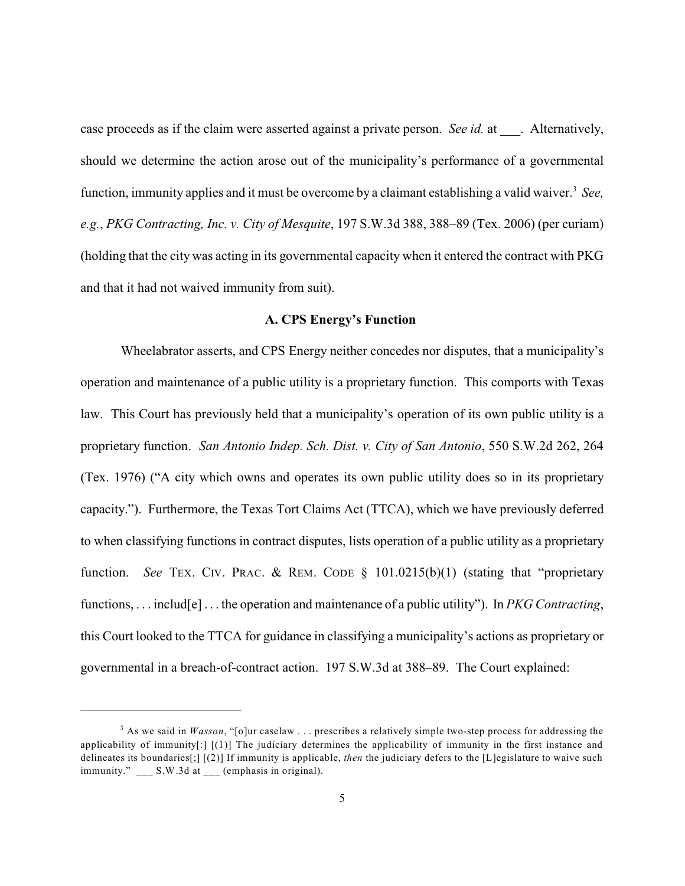case proceeds as if the claim were asserted against a private person. *See id.* at ___. Alternatively, should we determine the action arose out of the municipality's performance of a governmental function, immunity applies and it must be overcome by a claimant establishing a valid waiver.[3] *See, e.g.*, *PKG Contracting, Inc. v. City of Mesquite*, 197 S.W.3d 388, 388–89 (Tex. 2006) (per curiam) (holding that the city was acting in its governmental capacity when it entered the contract with PKG and that it had not waived immunity from suit).

### A. CPS Energy's Function

Wheelabrator asserts, and CPS Energy neither concedes nor disputes, that a municipality's operation and maintenance of a public utility is a proprietary function. This comports with Texas law. This Court has previously held that a municipality's operation of its own public utility is a proprietary function. *San Antonio Indep. Sch. Dist. v. City of San Antonio*, 550 S.W.2d 262, 264 (Tex. 1976) ("A city which owns and operates its own public utility does so in its proprietary capacity."). Furthermore, the Texas Tort Claims Act (TTCA), which we have previously deferred to when classifying functions in contract disputes, lists operation of a public utility as a proprietary function. *See* TEX. CIV. PRAC. & REM. CODE § 101.0215(b)(1) (stating that "proprietary functions, . . . includ[e] . . . the operation and maintenance of a public utility"). In *PKG Contracting*, this Court looked to the TTCA for guidance in classifying a municipality's actions as proprietary or governmental in a breach-of-contract action. 197 S.W.3d at 388–89. The Court explained:

---

[3] As we said in *Wasson*, "[o]ur caselaw . . . prescribes a relatively simple two-step process for addressing the applicability of immunity[:] [(1)] The judiciary determines the applicability of immunity in the first instance and delineates its boundaries[;] [(2)] If immunity is applicable, *then* the judiciary defers to the [L]egislature to waive such immunity." ___ S.W.3d at ___ (emphasis in original).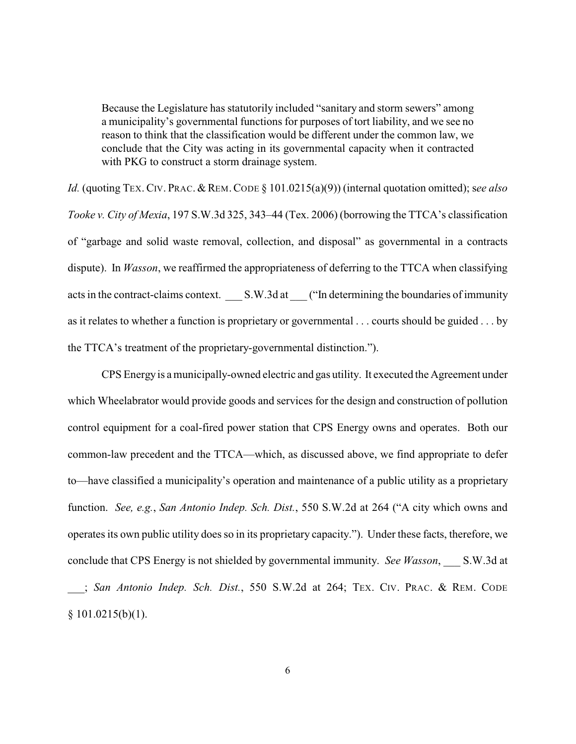> Because the Legislature has statutorily included "sanitary and storm sewers" among a municipality's governmental functions for purposes of tort liability, and we see no reason to think that the classification would be different under the common law, we conclude that the City was acting in its governmental capacity when it contracted with PKG to construct a storm drainage system.

*Id.* (quoting TEX. CIV. PRAC. & REM. CODE § 101.0215(a)(9)) (internal quotation omitted); s*ee also Tooke v. City of Mexia*, 197 S.W.3d 325, 343–44 (Tex. 2006) (borrowing the TTCA's classification of "garbage and solid waste removal, collection, and disposal" as governmental in a contracts dispute). In *Wasson*, we reaffirmed the appropriateness of deferring to the TTCA when classifying acts in the contract-claims context. ___ S.W.3d at ___ ("In determining the boundaries of immunity as it relates to whether a function is proprietary or governmental . . . courts should be guided . . . by the TTCA's treatment of the proprietary-governmental distinction.").

CPS Energy is a municipally-owned electric and gas utility. It executed the Agreement under which Wheelabrator would provide goods and services for the design and construction of pollution control equipment for a coal-fired power station that CPS Energy owns and operates. Both our common-law precedent and the TTCA—which, as discussed above, we find appropriate to defer to—have classified a municipality's operation and maintenance of a public utility as a proprietary function. *See, e.g.*, *San Antonio Indep. Sch. Dist.*, 550 S.W.2d at 264 ("A city which owns and operates its own public utility does so in its proprietary capacity."). Under these facts, therefore, we conclude that CPS Energy is not shielded by governmental immunity. *See Wasson*, ___ S.W.3d at ___; *San Antonio Indep. Sch. Dist.*, 550 S.W.2d at 264; TEX. CIV. PRAC. & REM. CODE § 101.0215(b)(1).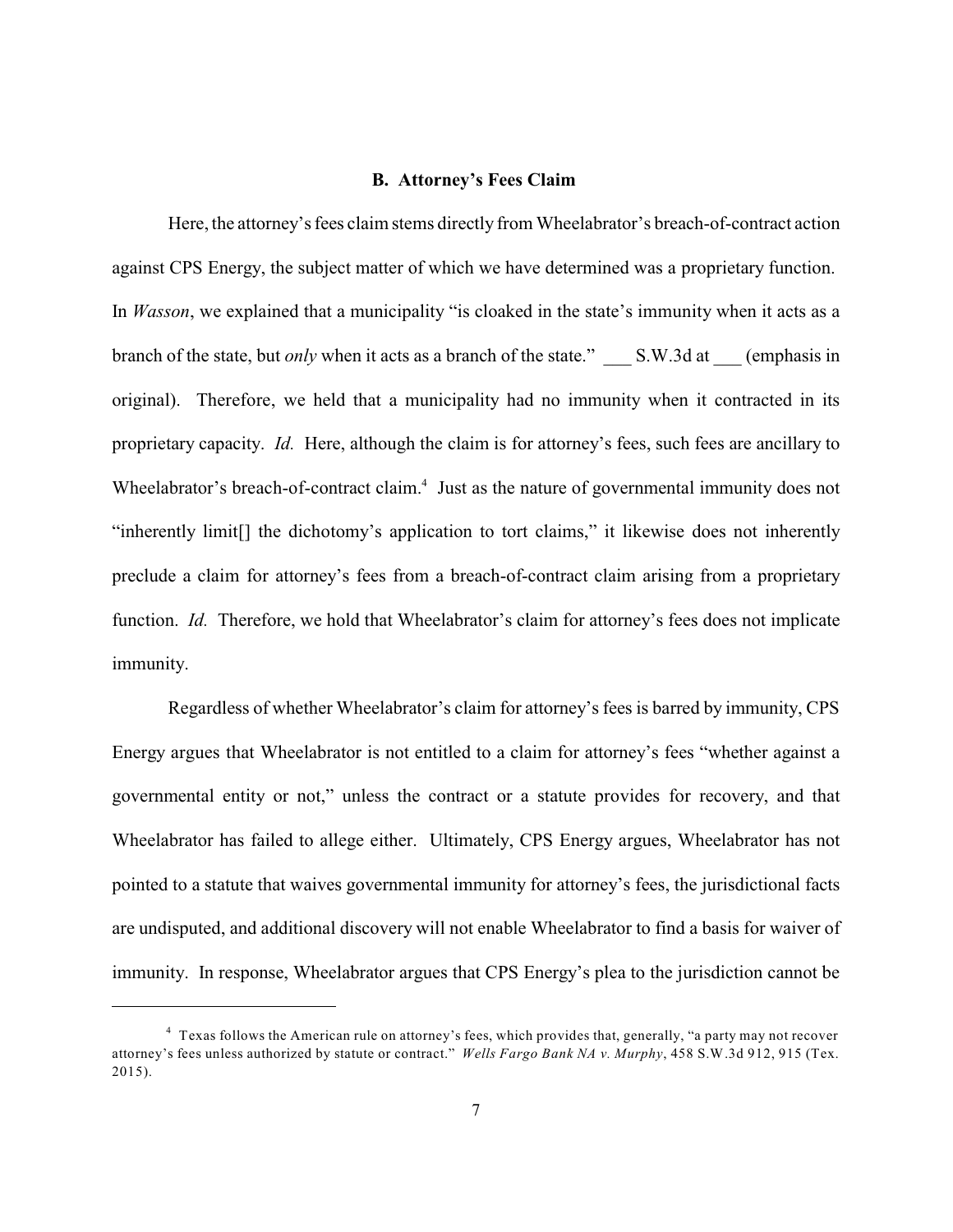### B. Attorney's Fees Claim

Here, the attorney's fees claim stems directly from Wheelabrator's breach-of-contract action against CPS Energy, the subject matter of which we have determined was a proprietary function. In *Wasson*, we explained that a municipality "is cloaked in the state's immunity when it acts as a branch of the state, but *only* when it acts as a branch of the state." ___ S.W.3d at ___ (emphasis in original). Therefore, we held that a municipality had no immunity when it contracted in its proprietary capacity. *Id.* Here, although the claim is for attorney's fees, such fees are ancillary to Wheelabrator's breach-of-contract claim.[4] Just as the nature of governmental immunity does not "inherently limit[] the dichotomy's application to tort claims," it likewise does not inherently preclude a claim for attorney's fees from a breach-of-contract claim arising from a proprietary function. *Id.* Therefore, we hold that Wheelabrator's claim for attorney's fees does not implicate immunity.

Regardless of whether Wheelabrator's claim for attorney's fees is barred by immunity, CPS Energy argues that Wheelabrator is not entitled to a claim for attorney's fees "whether against a governmental entity or not," unless the contract or a statute provides for recovery, and that Wheelabrator has failed to allege either. Ultimately, CPS Energy argues, Wheelabrator has not pointed to a statute that waives governmental immunity for attorney's fees, the jurisdictional facts are undisputed, and additional discovery will not enable Wheelabrator to find a basis for waiver of immunity. In response, Wheelabrator argues that CPS Energy's plea to the jurisdiction cannot be

---

[4] Texas follows the American rule on attorney's fees, which provides that, generally, "a party may not recover attorney's fees unless authorized by statute or contract." *Wells Fargo Bank NA v. Murphy*, 458 S.W.3d 912, 915 (Tex. 2015).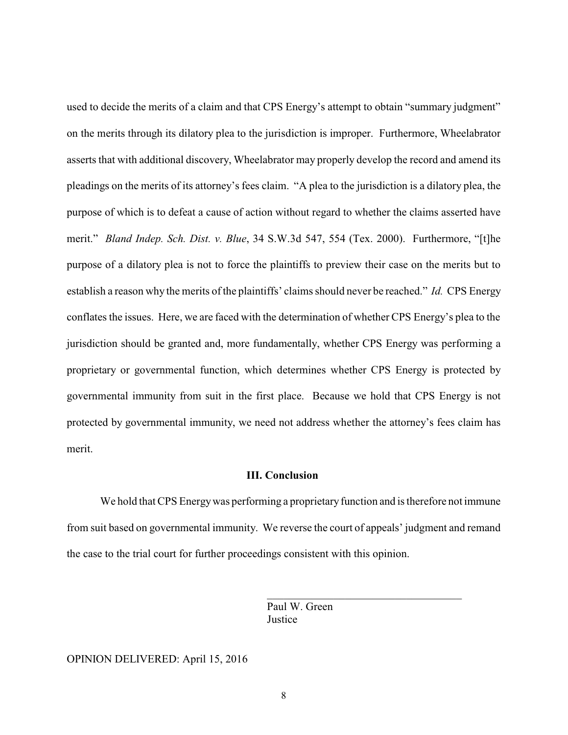used to decide the merits of a claim and that CPS Energy's attempt to obtain "summary judgment" on the merits through its dilatory plea to the jurisdiction is improper. Furthermore, Wheelabrator asserts that with additional discovery, Wheelabrator may properly develop the record and amend its pleadings on the merits of its attorney's fees claim. "A plea to the jurisdiction is a dilatory plea, the purpose of which is to defeat a cause of action without regard to whether the claims asserted have merit." *Bland Indep. Sch. Dist. v. Blue*, 34 S.W.3d 547, 554 (Tex. 2000). Furthermore, "[t]he purpose of a dilatory plea is not to force the plaintiffs to preview their case on the merits but to establish a reason why the merits of the plaintiffs' claims should never be reached." *Id.* CPS Energy conflates the issues. Here, we are faced with the determination of whether CPS Energy's plea to the jurisdiction should be granted and, more fundamentally, whether CPS Energy was performing a proprietary or governmental function, which determines whether CPS Energy is protected by governmental immunity from suit in the first place. Because we hold that CPS Energy is not protected by governmental immunity, we need not address whether the attorney's fees claim has merit.

## III. Conclusion

We hold that CPS Energy was performing a proprietary function and is therefore not immune from suit based on governmental immunity. We reverse the court of appeals' judgment and remand the case to the trial court for further proceedings consistent with this opinion.

Paul W. Green
Justice

OPINION DELIVERED: April 15, 2016